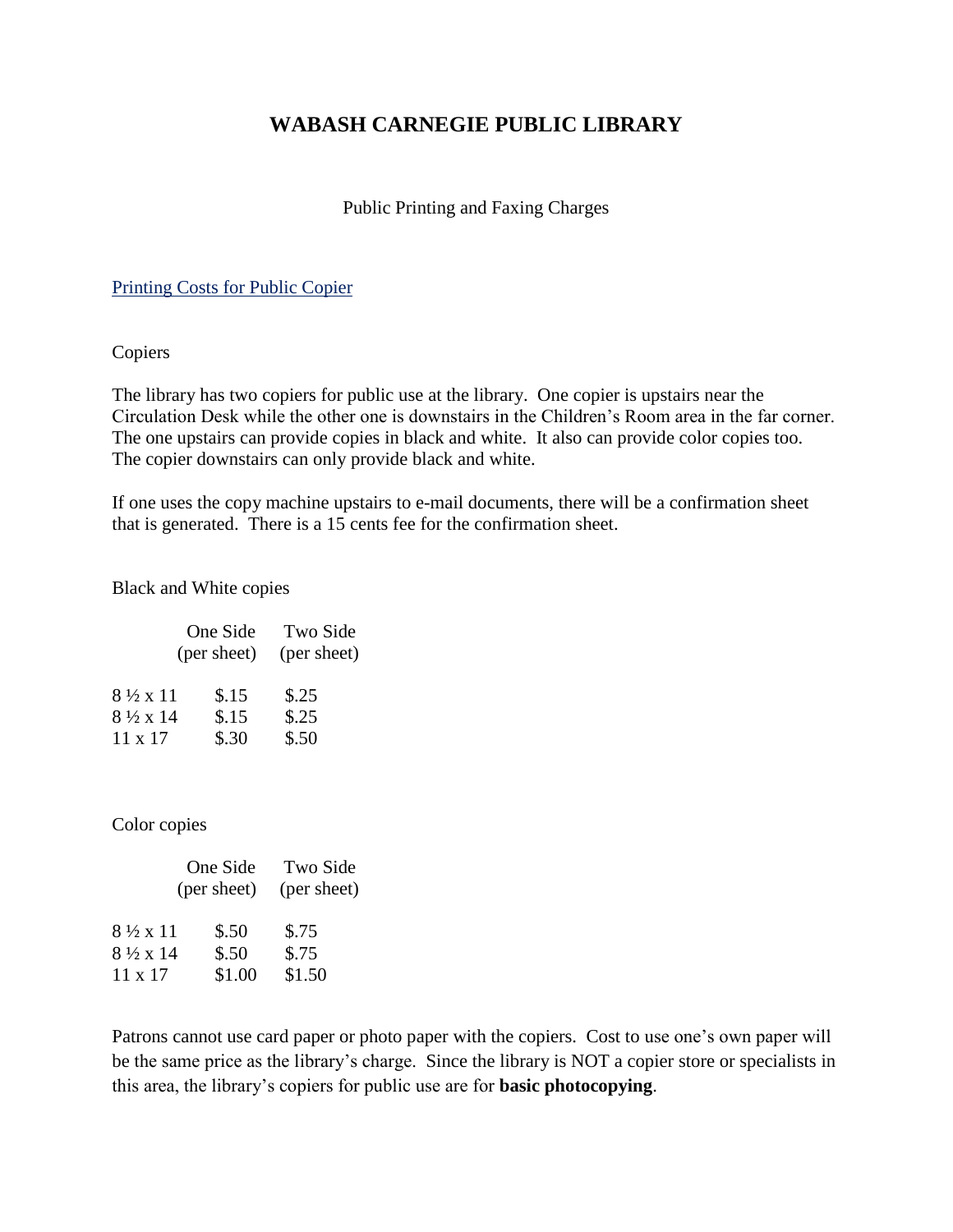# WABASH CARNEGIE PUBLIC LIBRARY

Public Printing and Faxing Charges

## Printing Costs for Public Copier

### Copiers

The library has two copiers for public use at the library. One copier is upstairs near the Circulation Desk while the other one is downstairs in the Children's Room area in the far corner. The one upstairs can provide copies in black and white. It also can provide color copies too. The copier downstairs can only provide black and white.

If one uses the copy machine upstairs to e-mail documents, there will be a confirmation sheet that is generated. There is a 15 cents fee for the confirmation sheet.

### Black and White copies

| | One Side (per sheet) | Two Side (per sheet) |
|---|---|---|
| 8 ½ x 11 | $.15 | $.25 |
| 8 ½ x 14 | $.15 | $.25 |
| 11 x 17 | $.30 | $.50 |

### Color copies

| | One Side (per sheet) | Two Side (per sheet) |
|---|---|---|
| 8 ½ x 11 | $.50 | $.75 |
| 8 ½ x 14 | $.50 | $.75 |
| 11 x 17 | $1.00 | $1.50 |

Patrons cannot use card paper or photo paper with the copiers. Cost to use one's own paper will be the same price as the library's charge. Since the library is NOT a copier store or specialists in this area, the library's copiers for public use are for **basic photocopying**.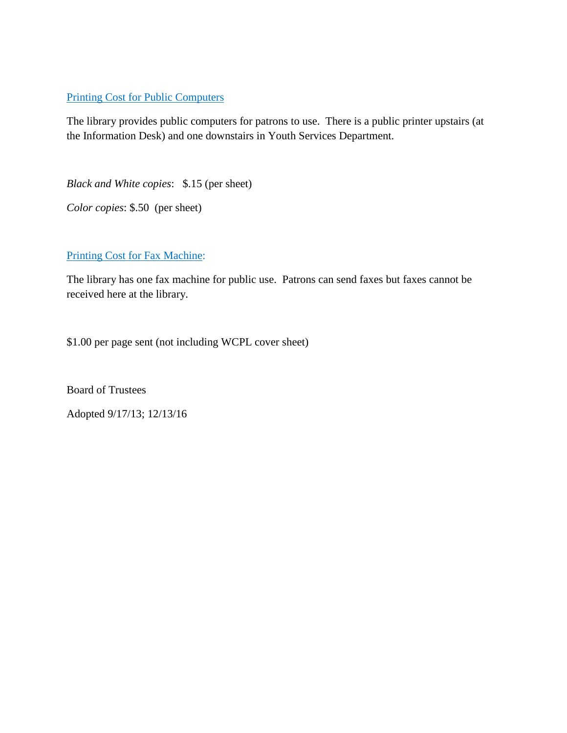## Printing Cost for Public Computers

The library provides public computers for patrons to use. There is a public printer upstairs (at the Information Desk) and one downstairs in Youth Services Department.

*Black and White copies*: $.15 (per sheet)

*Color copies*: $.50 (per sheet)

## Printing Cost for Fax Machine:

The library has one fax machine for public use. Patrons can send faxes but faxes cannot be received here at the library.

$1.00 per page sent (not including WCPL cover sheet)

Board of Trustees

Adopted 9/17/13; 12/13/16